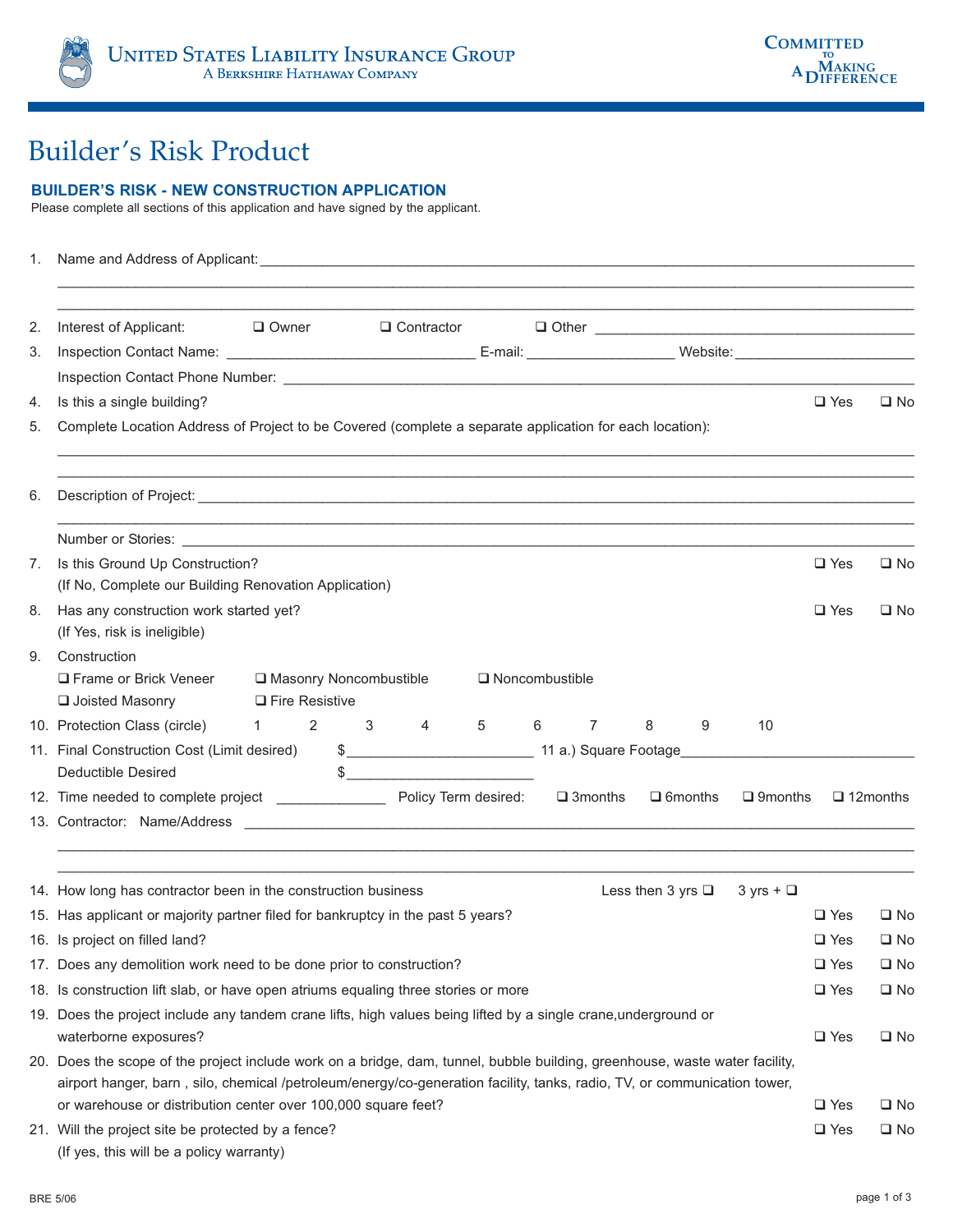United States Liability Insurance Group
A Berkshire Hathaway Company

Committed to Making A Difference

# Builder's Risk Product

## BUILDER'S RISK - NEW CONSTRUCTION APPLICATION

Please complete all sections of this application and have signed by the applicant.

1. Name and Address of Applicant: ______________________________________________

______________________________________________

______________________________________________

2. Interest of Applicant: ❑ Owner ❑ Contractor ❑ Other ______________________

3. Inspection Contact Name: ______________________ E-mail: ______________ Website: ______________

   Inspection Contact Phone Number: ______________________________________________

4. Is this a single building? ❑ Yes ❑ No

5. Complete Location Address of Project to be Covered (complete a separate application for each location):

______________________________________________

______________________________________________

6. Description of Project: ______________________________________________

______________________________________________

   Number or Stories: ______________________________________________

7. Is this Ground Up Construction? ❑ Yes ❑ No
   (If No, Complete our Building Renovation Application)

8. Has any construction work started yet? ❑ Yes ❑ No
   (If Yes, risk is ineligible)

9. Construction

   ❑ Frame or Brick Veneer ❑ Masonry Noncombustible ❑ Noncombustible

   ❑ Joisted Masonry ❑ Fire Resistive

10. Protection Class (circle) 1 2 3 4 5 6 7 8 9 10

11. Final Construction Cost (Limit desired) $______________________ 11 a.) Square Footage______________________

    Deductible Desired $______________________

12. Time needed to complete project ______________ Policy Term desired: ❑ 3months ❑ 6months ❑ 9months ❑ 12months

13. Contractor: Name/Address ______________________________________________

______________________________________________

______________________________________________

14. How long has contractor been in the construction business Less then 3 yrs ❑ 3 yrs + ❑

15. Has applicant or majority partner filed for bankruptcy in the past 5 years? ❑ Yes ❑ No

16. Is project on filled land? ❑ Yes ❑ No

17. Does any demolition work need to be done prior to construction? ❑ Yes ❑ No

18. Is construction lift slab, or have open atriums equaling three stories or more ❑ Yes ❑ No

19. Does the project include any tandem crane lifts, high values being lifted by a single crane,underground or waterborne exposures? ❑ Yes ❑ No

20. Does the scope of the project include work on a bridge, dam, tunnel, bubble building, greenhouse, waste water facility, airport hanger, barn , silo, chemical /petroleum/energy/co-generation facility, tanks, radio, TV, or communication tower, or warehouse or distribution center over 100,000 square feet? ❑ Yes ❑ No

21. Will the project site be protected by a fence? ❑ Yes ❑ No
    (If yes, this will be a policy warranty)

BRE 5/06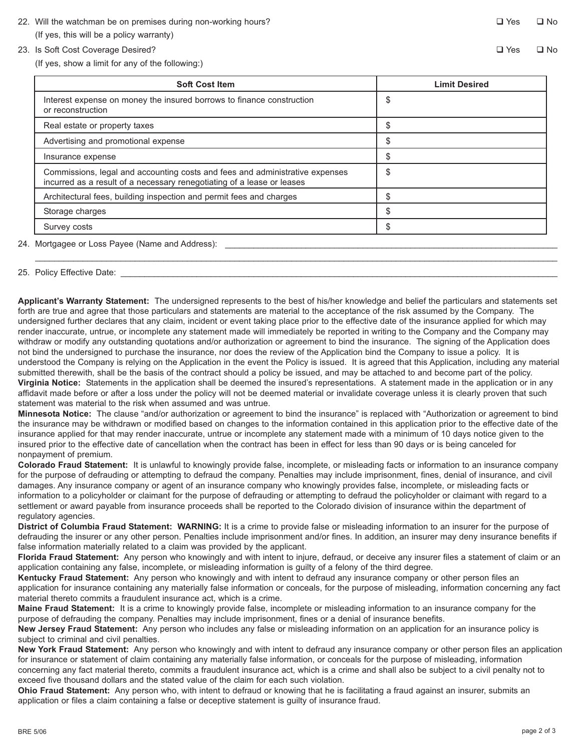22. Will the watchman be on premises during non-working hours? ☐ Yes ☐ No
    (If yes, this will be a policy warranty)

23. Is Soft Cost Coverage Desired? ☐ Yes ☐ No
    (If yes, show a limit for any of the following:)

| Soft Cost Item | Limit Desired |
|---|---|
| Interest expense on money the insured borrows to finance construction or reconstruction | $ |
| Real estate or property taxes | $ |
| Advertising and promotional expense | $ |
| Insurance expense | $ |
| Commissions, legal and accounting costs and fees and administrative expenses incurred as a result of a necessary renegotiating of a lease or leases | $ |
| Architectural fees, building inspection and permit fees and charges | $ |
| Storage charges | $ |
| Survey costs | $ |

24. Mortgagee or Loss Payee (Name and Address): ______________________________________________

______________________________________________

25. Policy Effective Date: ______________________________________________

**Applicant's Warranty Statement:** The undersigned represents to the best of his/her knowledge and belief the particulars and statements set forth are true and agree that those particulars and statements are material to the acceptance of the risk assumed by the Company. The undersigned further declares that any claim, incident or event taking place prior to the effective date of the insurance applied for which may render inaccurate, untrue, or incomplete any statement made will immediately be reported in writing to the Company and the Company may withdraw or modify any outstanding quotations and/or authorization or agreement to bind the insurance. The signing of the Application does not bind the undersigned to purchase the insurance, nor does the review of the Application bind the Company to issue a policy. It is understood the Company is relying on the Application in the event the Policy is issued. It is agreed that this Application, including any material submitted therewith, shall be the basis of the contract should a policy be issued, and may be attached to and become part of the policy.

**Virginia Notice:** Statements in the application shall be deemed the insured's representations. A statement made in the application or in any affidavit made before or after a loss under the policy will not be deemed material or invalidate coverage unless it is clearly proven that such statement was material to the risk when assumed and was untrue.

**Minnesota Notice:** The clause "and/or authorization or agreement to bind the insurance" is replaced with "Authorization or agreement to bind the insurance may be withdrawn or modified based on changes to the information contained in this application prior to the effective date of the insurance applied for that may render inaccurate, untrue or incomplete any statement made with a minimum of 10 days notice given to the insured prior to the effective date of cancellation when the contract has been in effect for less than 90 days or is being canceled for nonpayment of premium.

**Colorado Fraud Statement:** It is unlawful to knowingly provide false, incomplete, or misleading facts or information to an insurance company for the purpose of defrauding or attempting to defraud the company. Penalties may include imprisonment, fines, denial of insurance, and civil damages. Any insurance company or agent of an insurance company who knowingly provides false, incomplete, or misleading facts or information to a policyholder or claimant for the purpose of defrauding or attempting to defraud the policyholder or claimant with regard to a settlement or award payable from insurance proceeds shall be reported to the Colorado division of insurance within the department of regulatory agencies.

**District of Columbia Fraud Statement: WARNING:** It is a crime to provide false or misleading information to an insurer for the purpose of defrauding the insurer or any other person. Penalties include imprisonment and/or fines. In addition, an insurer may deny insurance benefits if false information materially related to a claim was provided by the applicant.

**Florida Fraud Statement:** Any person who knowingly and with intent to injure, defraud, or deceive any insurer files a statement of claim or an application containing any false, incomplete, or misleading information is guilty of a felony of the third degree.

**Kentucky Fraud Statement:** Any person who knowingly and with intent to defraud any insurance company or other person files an application for insurance containing any materially false information or conceals, for the purpose of misleading, information concerning any fact material thereto commits a fraudulent insurance act, which is a crime.

**Maine Fraud Statement:** It is a crime to knowingly provide false, incomplete or misleading information to an insurance company for the purpose of defrauding the company. Penalties may include imprisonment, fines or a denial of insurance benefits.

**New Jersey Fraud Statement:** Any person who includes any false or misleading information on an application for an insurance policy is subject to criminal and civil penalties.

**New York Fraud Statement:** Any person who knowingly and with intent to defraud any insurance company or other person files an application for insurance or statement of claim containing any materially false information, or conceals for the purpose of misleading, information concerning any fact material thereto, commits a fraudulent insurance act, which is a crime and shall also be subject to a civil penalty not to exceed five thousand dollars and the stated value of the claim for each such violation.

**Ohio Fraud Statement:** Any person who, with intent to defraud or knowing that he is facilitating a fraud against an insurer, submits an application or files a claim containing a false or deceptive statement is guilty of insurance fraud.

BRE 5/06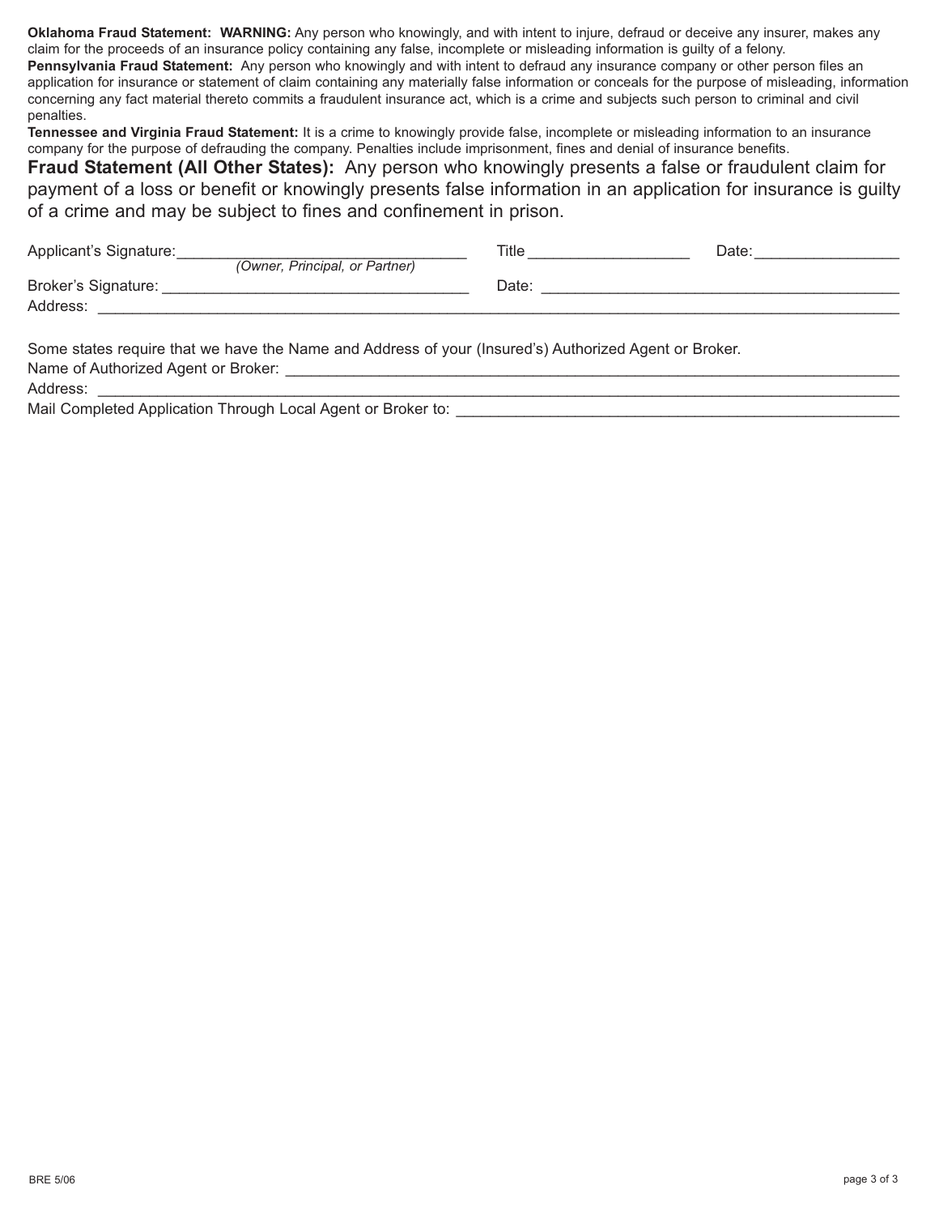**Oklahoma Fraud Statement: WARNING:** Any person who knowingly, and with intent to injure, defraud or deceive any insurer, makes any claim for the proceeds of an insurance policy containing any false, incomplete or misleading information is guilty of a felony.

**Pennsylvania Fraud Statement:** Any person who knowingly and with intent to defraud any insurance company or other person files an application for insurance or statement of claim containing any materially false information or conceals for the purpose of misleading, information concerning any fact material thereto commits a fraudulent insurance act, which is a crime and subjects such person to criminal and civil penalties.

**Tennessee and Virginia Fraud Statement:** It is a crime to knowingly provide false, incomplete or misleading information to an insurance company for the purpose of defrauding the company. Penalties include imprisonment, fines and denial of insurance benefits.

**Fraud Statement (All Other States):** Any person who knowingly presents a false or fraudulent claim for payment of a loss or benefit or knowingly presents false information in an application for insurance is guilty of a crime and may be subject to fines and confinement in prison.

Applicant's Signature:_________________________________ Title ___________________ Date:_________________
*(Owner, Principal, or Partner)*

Broker's Signature: ___________________________________ Date: ___________________________________________

Address: ___________________________________________________________________________________________

Some states require that we have the Name and Address of your (Insured's) Authorized Agent or Broker.

Name of Authorized Agent or Broker: _______________________________________________________________

Address: ___________________________________________________________________________________________

Mail Completed Application Through Local Agent or Broker to: _____________________________________________

BRE 5/06